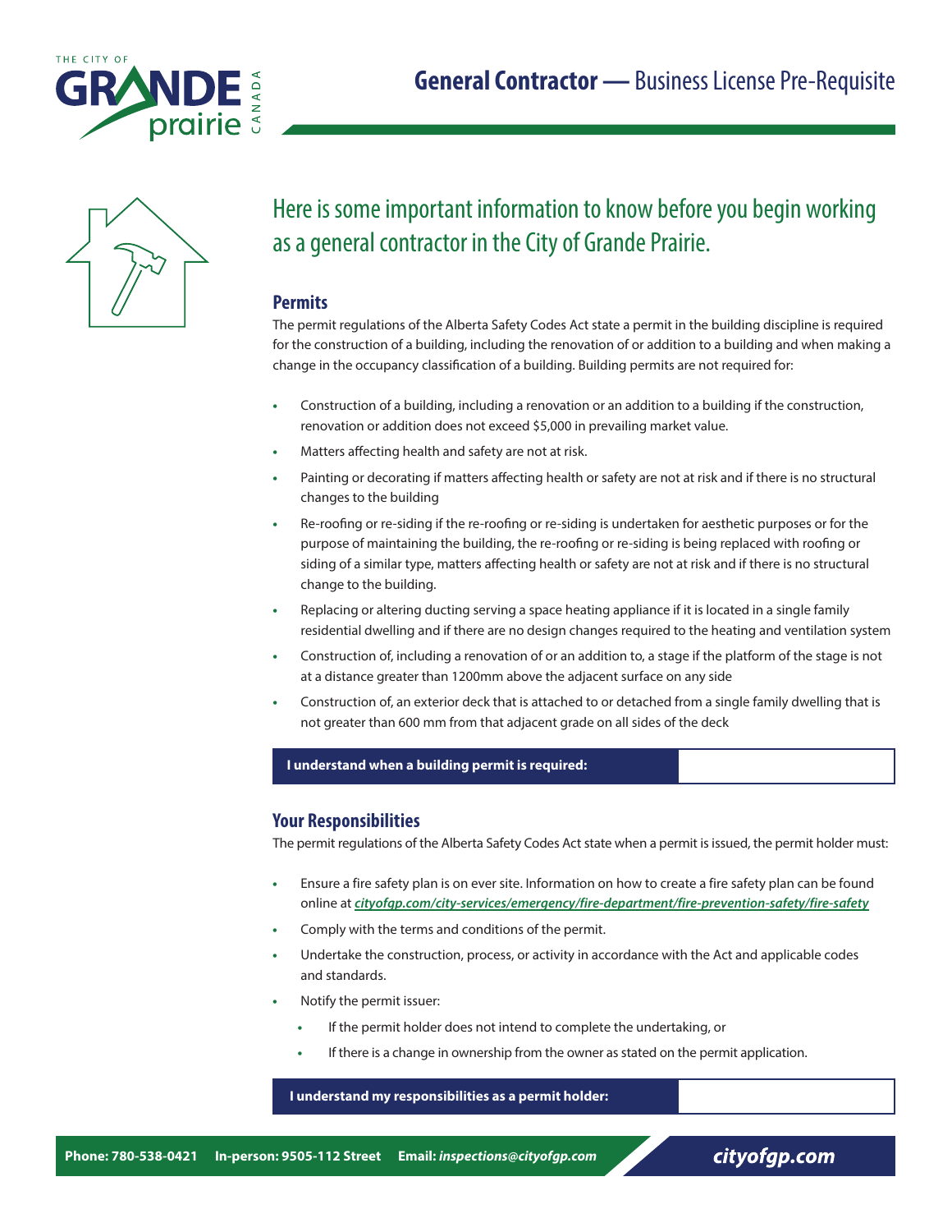# General Contractor — Business License Pre-Requisite

## Here is some important information to know before you begin working as a general contractor in the City of Grande Prairie.

### Permits

The permit regulations of the Alberta Safety Codes Act state a permit in the building discipline is required for the construction of a building, including the renovation of or addition to a building and when making a change in the occupancy classification of a building. Building permits are not required for:

- Construction of a building, including a renovation or an addition to a building if the construction, renovation or addition does not exceed $5,000 in prevailing market value.
- Matters affecting health and safety are not at risk.
- Painting or decorating if matters affecting health or safety are not at risk and if there is no structural changes to the building
- Re-roofing or re-siding if the re-roofing or re-siding is undertaken for aesthetic purposes or for the purpose of maintaining the building, the re-roofing or re-siding is being replaced with roofing or siding of a similar type, matters affecting health or safety are not at risk and if there is no structural change to the building.
- Replacing or altering ducting serving a space heating appliance if it is located in a single family residential dwelling and if there are no design changes required to the heating and ventilation system
- Construction of, including a renovation of or an addition to, a stage if the platform of the stage is not at a distance greater than 1200mm above the adjacent surface on any side
- Construction of, an exterior deck that is attached to or detached from a single family dwelling that is not greater than 600 mm from that adjacent grade on all sides of the deck

| **I understand when a building permit is required:** | |
|---|---|

### Your Responsibilities

The permit regulations of the Alberta Safety Codes Act state when a permit is issued, the permit holder must:

- Ensure a fire safety plan is on ever site. Information on how to create a fire safety plan can be found online at ***cityofgp.com/city-services/emergency/fire-department/fire-prevention-safety/fire-safety***
- Comply with the terms and conditions of the permit.
- Undertake the construction, process, or activity in accordance with the Act and applicable codes and standards.
- Notify the permit issuer:
  - If the permit holder does not intend to complete the undertaking, or
  - If there is a change in ownership from the owner as stated on the permit application.

| **I understand my responsibilities as a permit holder:** | |
|---|---|

**Phone: 780-538-0421** **In-person: 9505-112 Street** **Email: *inspections@cityofgp.com*** ***cityofgp.com***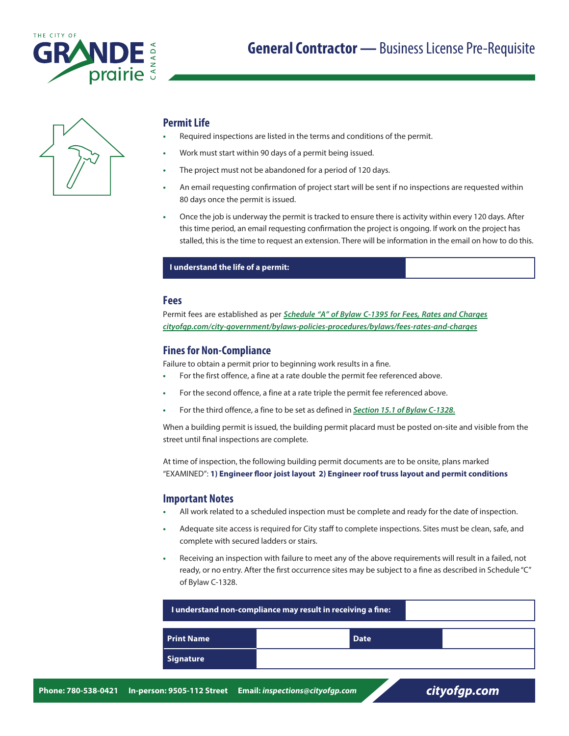# General Contractor — Business License Pre-Requisite

## Permit Life

- Required inspections are listed in the terms and conditions of the permit.
- Work must start within 90 days of a permit being issued.
- The project must not be abandoned for a period of 120 days.
- An email requesting confirmation of project start will be sent if no inspections are requested within 80 days once the permit is issued.
- Once the job is underway the permit is tracked to ensure there is activity within every 120 days. After this time period, an email requesting confirmation the project is ongoing. If work on the project has stalled, this is the time to request an extension. There will be information in the email on how to do this.

| | |
|---|---|
| **I understand the life of a permit:** | |

## Fees

Permit fees are established as per ***Schedule "A" of Bylaw C-1395 for Fees, Rates and Charges cityofgp.com/city-government/bylaws-policies-procedures/bylaws/fees-rates-and-charges***

## Fines for Non-Compliance

Failure to obtain a permit prior to beginning work results in a fine.

- For the first offence, a fine at a rate double the permit fee referenced above.
- For the second offence, a fine at a rate triple the permit fee referenced above.
- For the third offence, a fine to be set as defined in ***Section 15.1 of Bylaw C-1328.***

When a building permit is issued, the building permit placard must be posted on-site and visible from the street until final inspections are complete.

At time of inspection, the following building permit documents are to be onsite, plans marked "EXAMINED": **1) Engineer floor joist layout 2) Engineer roof truss layout and permit conditions**

## Important Notes

- All work related to a scheduled inspection must be complete and ready for the date of inspection.
- Adequate site access is required for City staff to complete inspections. Sites must be clean, safe, and complete with secured ladders or stairs.
- Receiving an inspection with failure to meet any of the above requirements will result in a failed, not ready, or no entry. After the first occurrence sites may be subject to a fine as described in Schedule "C" of Bylaw C-1328.

| | |
|---|---|
| **I understand non-compliance may result in receiving a fine:** | |

| | | | |
|---|---|---|---|
| **Print Name** | | **Date** | |
| **Signature** | | | |

**Phone:** 780-538-0421 **In-person:** 9505-112 Street **Email:** *inspections@cityofgp.com* *cityofgp.com*